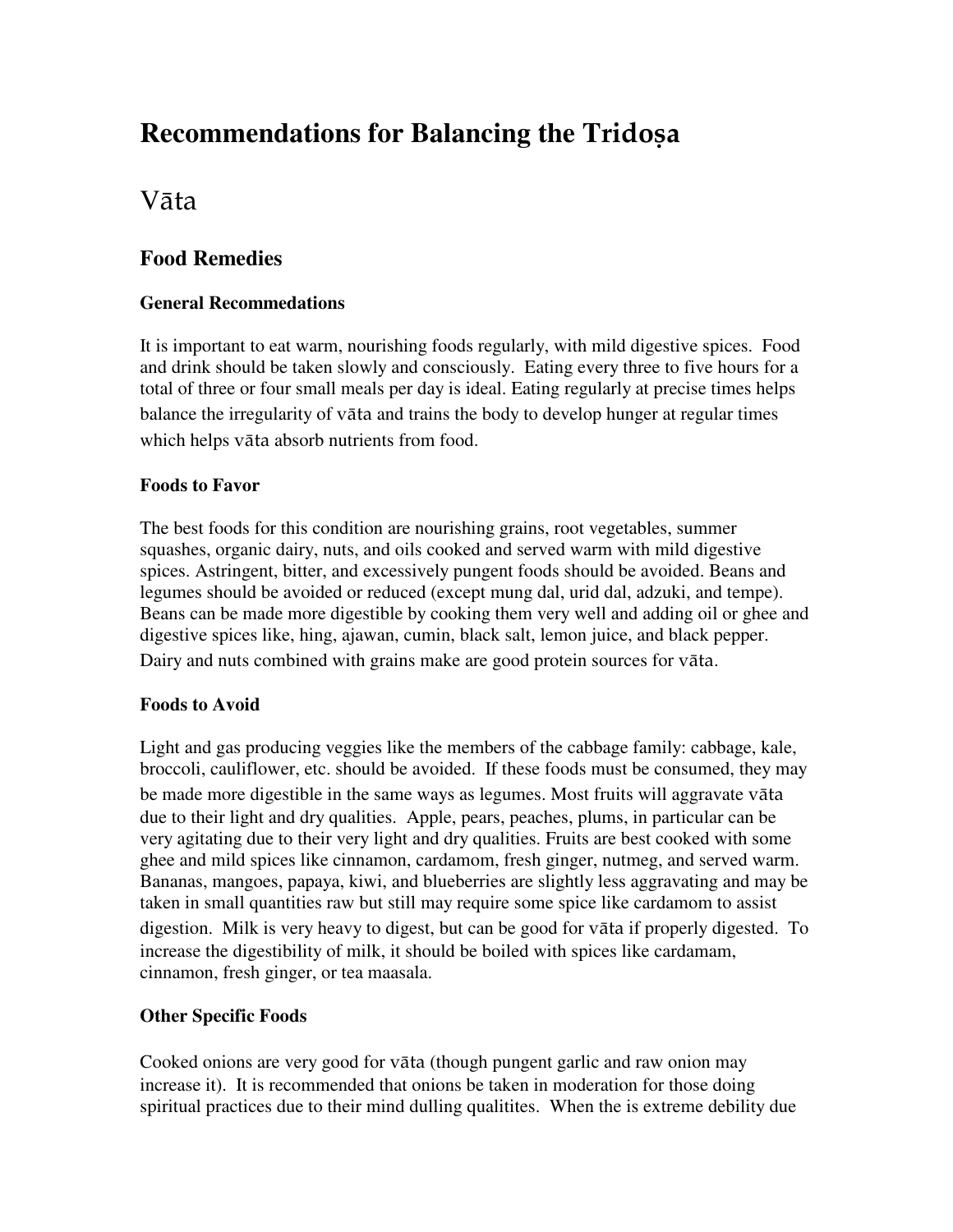# Recommendations for Balancing the Tridoṣa

## Vāta

### Food Remedies

#### General Recommedations

It is important to eat warm, nourishing foods regularly, with mild digestive spices. Food and drink should be taken slowly and consciously. Eating every three to five hours for a total of three or four small meals per day is ideal. Eating regularly at precise times helps balance the irregularity of vāta and trains the body to develop hunger at regular times which helps vāta absorb nutrients from food.

#### Foods to Favor

The best foods for this condition are nourishing grains, root vegetables, summer squashes, organic dairy, nuts, and oils cooked and served warm with mild digestive spices. Astringent, bitter, and excessively pungent foods should be avoided. Beans and legumes should be avoided or reduced (except mung dal, urid dal, adzuki, and tempe). Beans can be made more digestible by cooking them very well and adding oil or ghee and digestive spices like, hing, ajawan, cumin, black salt, lemon juice, and black pepper. Dairy and nuts combined with grains make are good protein sources for vāta.

#### Foods to Avoid

Light and gas producing veggies like the members of the cabbage family: cabbage, kale, broccoli, cauliflower, etc. should be avoided. If these foods must be consumed, they may be made more digestible in the same ways as legumes. Most fruits will aggravate vāta due to their light and dry qualities. Apple, pears, peaches, plums, in particular can be very agitating due to their very light and dry qualities. Fruits are best cooked with some ghee and mild spices like cinnamon, cardamom, fresh ginger, nutmeg, and served warm. Bananas, mangoes, papaya, kiwi, and blueberries are slightly less aggravating and may be taken in small quantities raw but still may require some spice like cardamom to assist digestion. Milk is very heavy to digest, but can be good for vāta if properly digested. To increase the digestibility of milk, it should be boiled with spices like cardamam, cinnamon, fresh ginger, or tea maasala.

#### Other Specific Foods

Cooked onions are very good for vāta (though pungent garlic and raw onion may increase it). It is recommended that onions be taken in moderation for those doing spiritual practices due to their mind dulling qualitites. When the is extreme debility due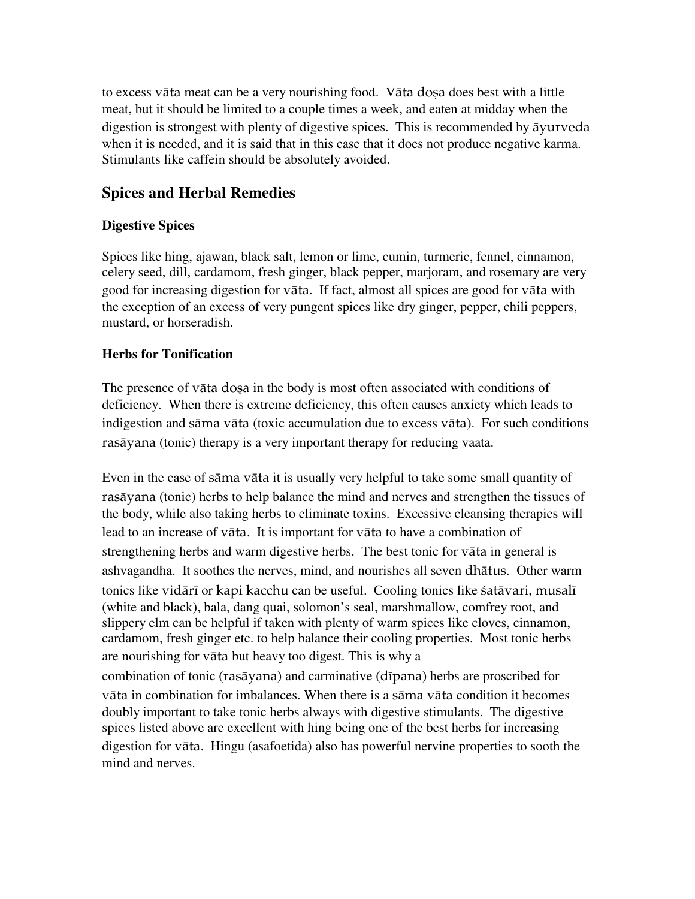to excess vāta meat can be a very nourishing food. Vāta doṣa does best with a little meat, but it should be limited to a couple times a week, and eaten at midday when the digestion is strongest with plenty of digestive spices. This is recommended by āyurveda when it is needed, and it is said that in this case that it does not produce negative karma. Stimulants like caffein should be absolutely avoided.

## Spices and Herbal Remedies

### Digestive Spices

Spices like hing, ajawan, black salt, lemon or lime, cumin, turmeric, fennel, cinnamon, celery seed, dill, cardamom, fresh ginger, black pepper, marjoram, and rosemary are very good for increasing digestion for vāta. If fact, almost all spices are good for vāta with the exception of an excess of very pungent spices like dry ginger, pepper, chili peppers, mustard, or horseradish.

### Herbs for Tonification

The presence of vāta doṣa in the body is most often associated with conditions of deficiency. When there is extreme deficiency, this often causes anxiety which leads to indigestion and sāma vāta (toxic accumulation due to excess vāta). For such conditions rasāyana (tonic) therapy is a very important therapy for reducing vaata.

Even in the case of sāma vāta it is usually very helpful to take some small quantity of rasāyana (tonic) herbs to help balance the mind and nerves and strengthen the tissues of the body, while also taking herbs to eliminate toxins. Excessive cleansing therapies will lead to an increase of vāta. It is important for vāta to have a combination of strengthening herbs and warm digestive herbs. The best tonic for vāta in general is ashvagandha. It soothes the nerves, mind, and nourishes all seven dhātus. Other warm tonics like vidārī or kapi kacchu can be useful. Cooling tonics like śatāvari, musalī (white and black), bala, dang quai, solomon's seal, marshmallow, comfrey root, and slippery elm can be helpful if taken with plenty of warm spices like cloves, cinnamon, cardamom, fresh ginger etc. to help balance their cooling properties. Most tonic herbs are nourishing for vāta but heavy too digest. This is why a combination of tonic (rasāyana) and carminative (dīpana) herbs are proscribed for vāta in combination for imbalances. When there is a sāma vāta condition it becomes doubly important to take tonic herbs always with digestive stimulants. The digestive spices listed above are excellent with hing being one of the best herbs for increasing digestion for vāta. Hingu (asafoetida) also has powerful nervine properties to sooth the mind and nerves.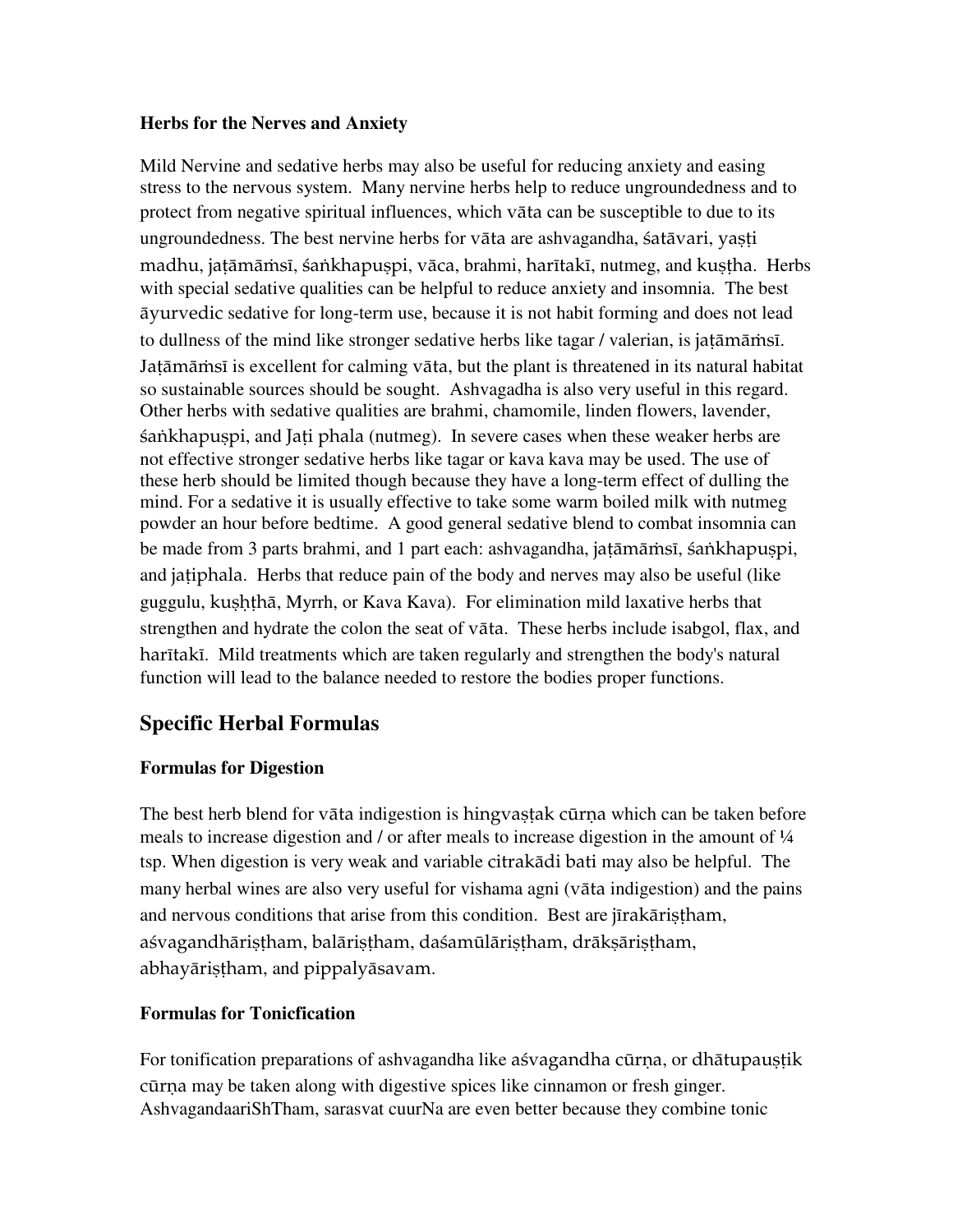### Herbs for the Nerves and Anxiety

Mild Nervine and sedative herbs may also be useful for reducing anxiety and easing stress to the nervous system. Many nervine herbs help to reduce ungroundedness and to protect from negative spiritual influences, which vāta can be susceptible to due to its ungroundedness. The best nervine herbs for vāta are ashvagandha, śatāvari, yaṣṭi madhu, jaṭāmāṁsī, śaṅkhapuṣpi, vāca, brahmi, harītakī, nutmeg, and kuṣṭha. Herbs with special sedative qualities can be helpful to reduce anxiety and insomnia. The best āyurvedic sedative for long-term use, because it is not habit forming and does not lead to dullness of the mind like stronger sedative herbs like tagar / valerian, is jaṭāmāṁsī. Jaṭāmāṁsī is excellent for calming vāta, but the plant is threatened in its natural habitat so sustainable sources should be sought. Ashvagadha is also very useful in this regard. Other herbs with sedative qualities are brahmi, chamomile, linden flowers, lavender, śaṅkhapuṣpi, and Jaṭi phala (nutmeg). In severe cases when these weaker herbs are not effective stronger sedative herbs like tagar or kava kava may be used. The use of these herb should be limited though because they have a long-term effect of dulling the mind. For a sedative it is usually effective to take some warm boiled milk with nutmeg powder an hour before bedtime. A good general sedative blend to combat insomnia can be made from 3 parts brahmi, and 1 part each: ashvagandha, jaṭāmāṁsī, śaṅkhapuṣpi, and jaṭiphala. Herbs that reduce pain of the body and nerves may also be useful (like guggulu, kuṣḥṭhā, Myrrh, or Kava Kava). For elimination mild laxative herbs that strengthen and hydrate the colon the seat of vāta. These herbs include isabgol, flax, and harītakī. Mild treatments which are taken regularly and strengthen the body's natural function will lead to the balance needed to restore the bodies proper functions.

## Specific Herbal Formulas

### Formulas for Digestion

The best herb blend for vāta indigestion is hingvaṣṭak cūrṇa which can be taken before meals to increase digestion and / or after meals to increase digestion in the amount of ¼ tsp. When digestion is very weak and variable citrakādi bati may also be helpful. The many herbal wines are also very useful for vishama agni (vāta indigestion) and the pains and nervous conditions that arise from this condition. Best are jīrakāriṣṭham, aśvagandhāriṣṭham, balāriṣṭham, daśamūlāriṣṭham, drākṣāriṣṭham, abhayāriṣṭham, and pippalyāsavam.

### Formulas for Tonicfication

For tonification preparations of ashvagandha like aśvagandha cūrṇa, or dhātupauṣṭik cūrṇa may be taken along with digestive spices like cinnamon or fresh ginger. AshvagandaariShTham, sarasvat cuurNa are even better because they combine tonic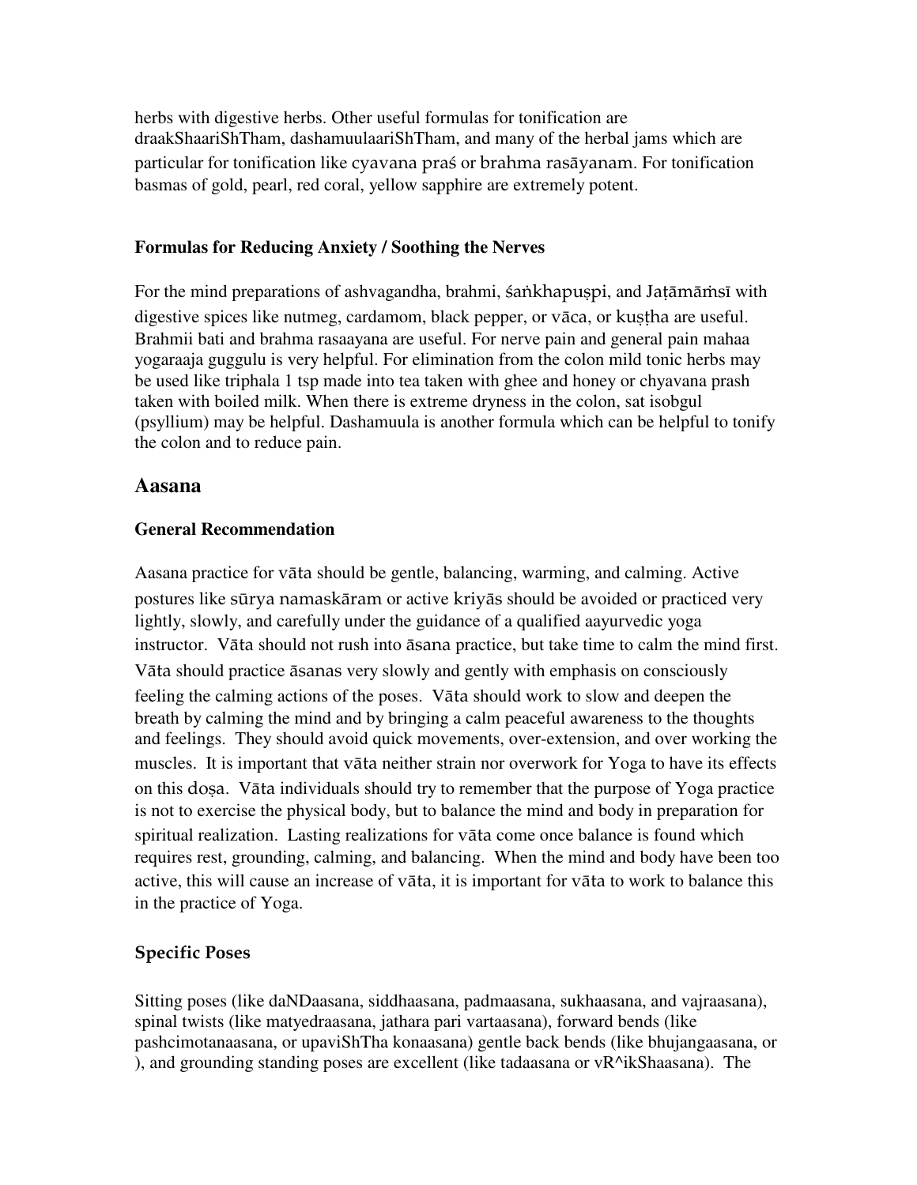herbs with digestive herbs. Other useful formulas for tonification are draakShaariShTham, dashamuulaariShTham, and many of the herbal jams which are particular for tonification like cyavana praś or brahma rasāyanam. For tonification basmas of gold, pearl, red coral, yellow sapphire are extremely potent.

### Formulas for Reducing Anxiety / Soothing the Nerves

For the mind preparations of ashvagandha, brahmi, śaṅkhapuṣpi, and Jaṭāmāṁsī with digestive spices like nutmeg, cardamom, black pepper, or vāca, or kuṣṭha are useful. Brahmii bati and brahma rasaayana are useful. For nerve pain and general pain mahaa yogaraaja guggulu is very helpful. For elimination from the colon mild tonic herbs may be used like triphala 1 tsp made into tea taken with ghee and honey or chyavana prash taken with boiled milk. When there is extreme dryness in the colon, sat isobgul (psyllium) may be helpful. Dashamuula is another formula which can be helpful to tonify the colon and to reduce pain.

## Aasana

### General Recommendation

Aasana practice for vāta should be gentle, balancing, warming, and calming. Active postures like sūrya namaskāram or active kriyās should be avoided or practiced very lightly, slowly, and carefully under the guidance of a qualified aayurvedic yoga instructor. Vāta should not rush into āsana practice, but take time to calm the mind first. Vāta should practice āsanas very slowly and gently with emphasis on consciously feeling the calming actions of the poses. Vāta should work to slow and deepen the breath by calming the mind and by bringing a calm peaceful awareness to the thoughts and feelings. They should avoid quick movements, over-extension, and over working the muscles. It is important that vāta neither strain nor overwork for Yoga to have its effects on this doṣa. Vāta individuals should try to remember that the purpose of Yoga practice is not to exercise the physical body, but to balance the mind and body in preparation for spiritual realization. Lasting realizations for vāta come once balance is found which requires rest, grounding, calming, and balancing. When the mind and body have been too active, this will cause an increase of vāta, it is important for vāta to work to balance this in the practice of Yoga.

### Specific Poses

Sitting poses (like daNDaasana, siddhaasana, padmaasana, sukhaasana, and vajraasana), spinal twists (like matyedraasana, jathara pari vartaasana), forward bends (like pashcimotanaasana, or upaviShTha konaasana) gentle back bends (like bhujangaasana, or ), and grounding standing poses are excellent (like tadaasana or vR^ikShaasana). The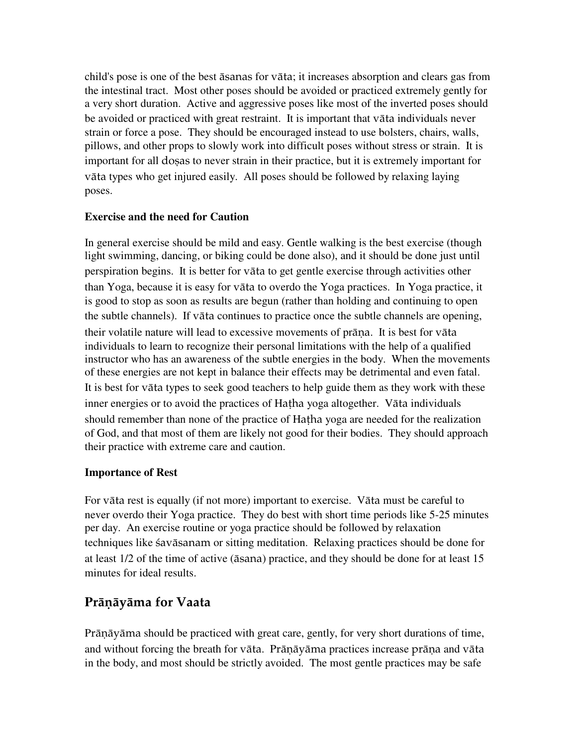child's pose is one of the best āsanas for vāta; it increases absorption and clears gas from the intestinal tract. Most other poses should be avoided or practiced extremely gently for a very short duration. Active and aggressive poses like most of the inverted poses should be avoided or practiced with great restraint. It is important that vāta individuals never strain or force a pose. They should be encouraged instead to use bolsters, chairs, walls, pillows, and other props to slowly work into difficult poses without stress or strain. It is important for all doṣas to never strain in their practice, but it is extremely important for vāta types who get injured easily. All poses should be followed by relaxing laying poses.

**Exercise and the need for Caution**

In general exercise should be mild and easy. Gentle walking is the best exercise (though light swimming, dancing, or biking could be done also), and it should be done just until perspiration begins. It is better for vāta to get gentle exercise through activities other than Yoga, because it is easy for vāta to overdo the Yoga practices. In Yoga practice, it is good to stop as soon as results are begun (rather than holding and continuing to open the subtle channels). If vāta continues to practice once the subtle channels are opening, their volatile nature will lead to excessive movements of prāṇa. It is best for vāta individuals to learn to recognize their personal limitations with the help of a qualified instructor who has an awareness of the subtle energies in the body. When the movements of these energies are not kept in balance their effects may be detrimental and even fatal. It is best for vāta types to seek good teachers to help guide them as they work with these inner energies or to avoid the practices of Haṭha yoga altogether. Vāta individuals should remember than none of the practice of Haṭha yoga are needed for the realization of God, and that most of them are likely not good for their bodies. They should approach their practice with extreme care and caution.

**Importance of Rest**

For vāta rest is equally (if not more) important to exercise. Vāta must be careful to never overdo their Yoga practice. They do best with short time periods like 5-25 minutes per day. An exercise routine or yoga practice should be followed by relaxation techniques like śavāsanam or sitting meditation. Relaxing practices should be done for at least 1/2 of the time of active (āsana) practice, and they should be done for at least 15 minutes for ideal results.

## Prāṇāyāma for Vaata

Prāṇāyāma should be practiced with great care, gently, for very short durations of time, and without forcing the breath for vāta. Prāṇāyāma practices increase prāṇa and vāta in the body, and most should be strictly avoided. The most gentle practices may be safe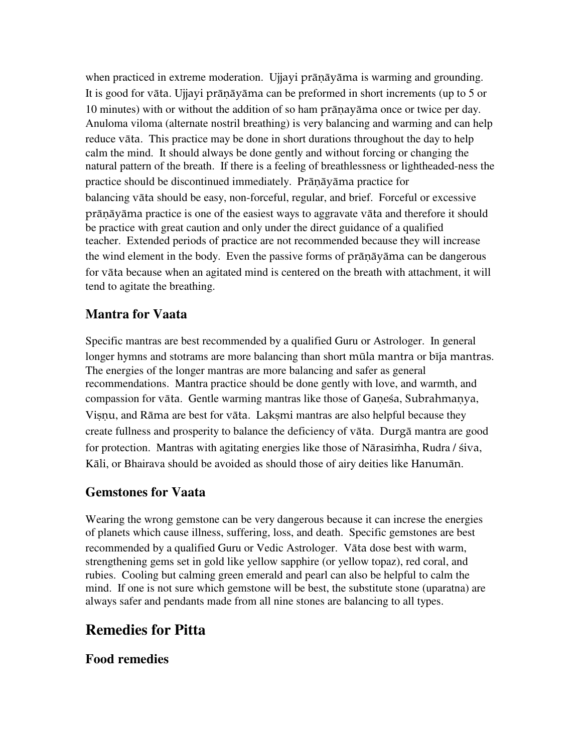when practiced in extreme moderation. Ujjayi prāṇāyāma is warming and grounding. It is good for vāta. Ujjayi prāṇāyāma can be preformed in short increments (up to 5 or 10 minutes) with or without the addition of so ham prāṇayāma once or twice per day. Anuloma viloma (alternate nostril breathing) is very balancing and warming and can help reduce vāta. This practice may be done in short durations throughout the day to help calm the mind. It should always be done gently and without forcing or changing the natural pattern of the breath. If there is a feeling of breathlessness or lightheaded-ness the practice should be discontinued immediately. Prāṇāyāma practice for balancing vāta should be easy, non-forceful, regular, and brief. Forceful or excessive prāṇāyāma practice is one of the easiest ways to aggravate vāta and therefore it should be practice with great caution and only under the direct guidance of a qualified teacher. Extended periods of practice are not recommended because they will increase the wind element in the body. Even the passive forms of prāṇāyāma can be dangerous for vāta because when an agitated mind is centered on the breath with attachment, it will tend to agitate the breathing.

### Mantra for Vaata

Specific mantras are best recommended by a qualified Guru or Astrologer. In general longer hymns and stotrams are more balancing than short mūla mantra or bīja mantras. The energies of the longer mantras are more balancing and safer as general recommendations. Mantra practice should be done gently with love, and warmth, and compassion for vāta. Gentle warming mantras like those of Gaṇeśa, Subrahmaṇya, Viṣṇu, and Rāma are best for vāta. Lakṣmi mantras are also helpful because they create fullness and prosperity to balance the deficiency of vāta. Durgā mantra are good for protection. Mantras with agitating energies like those of Nārasiṁha, Rudra / śiva, Kāli, or Bhairava should be avoided as should those of airy deities like Hanumān.

### Gemstones for Vaata

Wearing the wrong gemstone can be very dangerous because it can increse the energies of planets which cause illness, suffering, loss, and death. Specific gemstones are best recommended by a qualified Guru or Vedic Astrologer. Vāta dose best with warm, strengthening gems set in gold like yellow sapphire (or yellow topaz), red coral, and rubies. Cooling but calming green emerald and pearl can also be helpful to calm the mind. If one is not sure which gemstone will be best, the substitute stone (uparatna) are always safer and pendants made from all nine stones are balancing to all types.

## Remedies for Pitta

### Food remedies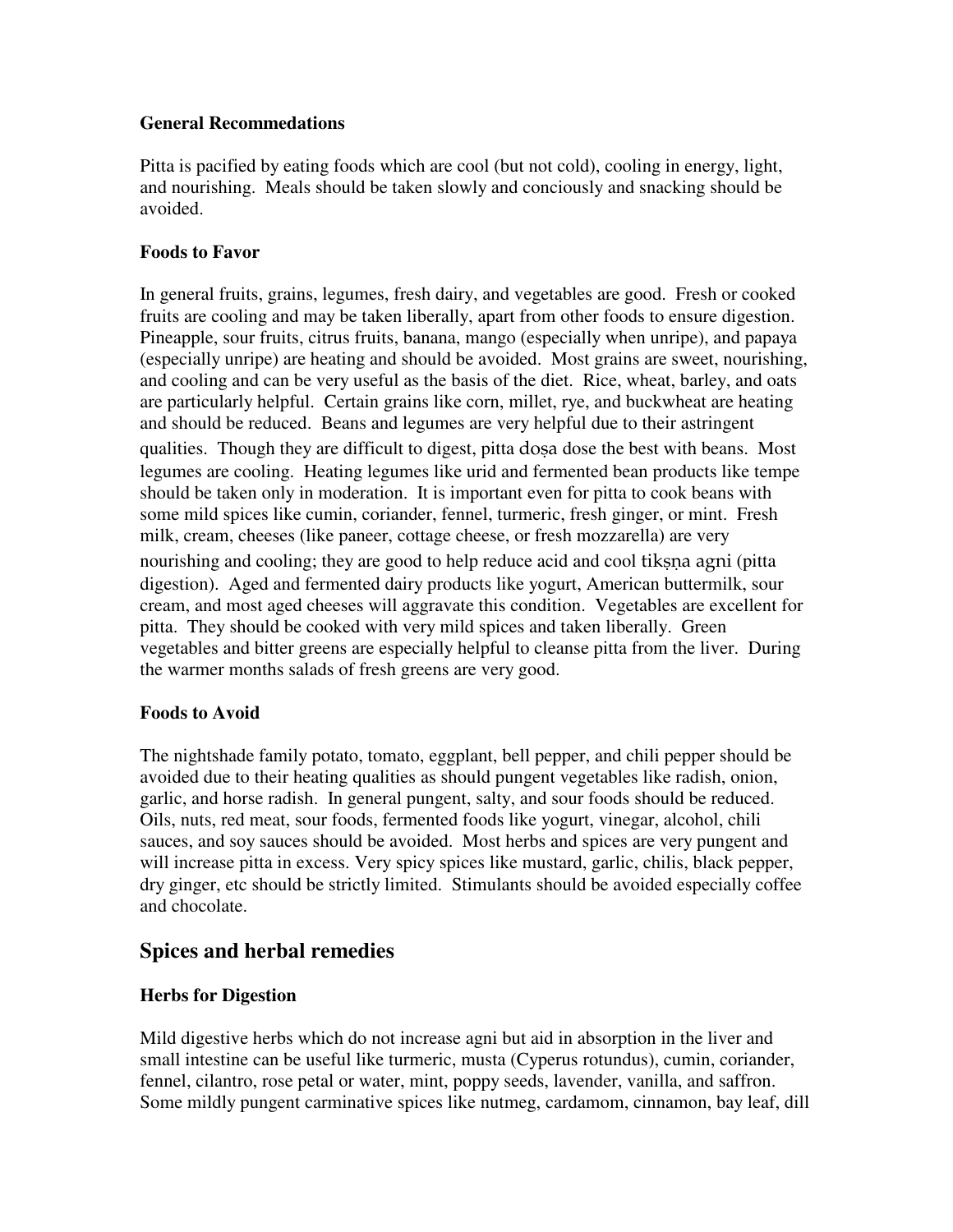**General Recommedations**

Pitta is pacified by eating foods which are cool (but not cold), cooling in energy, light, and nourishing. Meals should be taken slowly and conciously and snacking should be avoided.

**Foods to Favor**

In general fruits, grains, legumes, fresh dairy, and vegetables are good. Fresh or cooked fruits are cooling and may be taken liberally, apart from other foods to ensure digestion. Pineapple, sour fruits, citrus fruits, banana, mango (especially when unripe), and papaya (especially unripe) are heating and should be avoided. Most grains are sweet, nourishing, and cooling and can be very useful as the basis of the diet. Rice, wheat, barley, and oats are particularly helpful. Certain grains like corn, millet, rye, and buckwheat are heating and should be reduced. Beans and legumes are very helpful due to their astringent qualities. Though they are difficult to digest, pitta doṣa dose the best with beans. Most legumes are cooling. Heating legumes like urid and fermented bean products like tempe should be taken only in moderation. It is important even for pitta to cook beans with some mild spices like cumin, coriander, fennel, turmeric, fresh ginger, or mint. Fresh milk, cream, cheeses (like paneer, cottage cheese, or fresh mozzarella) are very nourishing and cooling; they are good to help reduce acid and cool tikṣṇa agni (pitta digestion). Aged and fermented dairy products like yogurt, American buttermilk, sour cream, and most aged cheeses will aggravate this condition. Vegetables are excellent for pitta. They should be cooked with very mild spices and taken liberally. Green vegetables and bitter greens are especially helpful to cleanse pitta from the liver. During the warmer months salads of fresh greens are very good.

**Foods to Avoid**

The nightshade family potato, tomato, eggplant, bell pepper, and chili pepper should be avoided due to their heating qualities as should pungent vegetables like radish, onion, garlic, and horse radish. In general pungent, salty, and sour foods should be reduced. Oils, nuts, red meat, sour foods, fermented foods like yogurt, vinegar, alcohol, chili sauces, and soy sauces should be avoided. Most herbs and spices are very pungent and will increase pitta in excess. Very spicy spices like mustard, garlic, chilis, black pepper, dry ginger, etc should be strictly limited. Stimulants should be avoided especially coffee and chocolate.

## Spices and herbal remedies

**Herbs for Digestion**

Mild digestive herbs which do not increase agni but aid in absorption in the liver and small intestine can be useful like turmeric, musta (Cyperus rotundus), cumin, coriander, fennel, cilantro, rose petal or water, mint, poppy seeds, lavender, vanilla, and saffron. Some mildly pungent carminative spices like nutmeg, cardamom, cinnamon, bay leaf, dill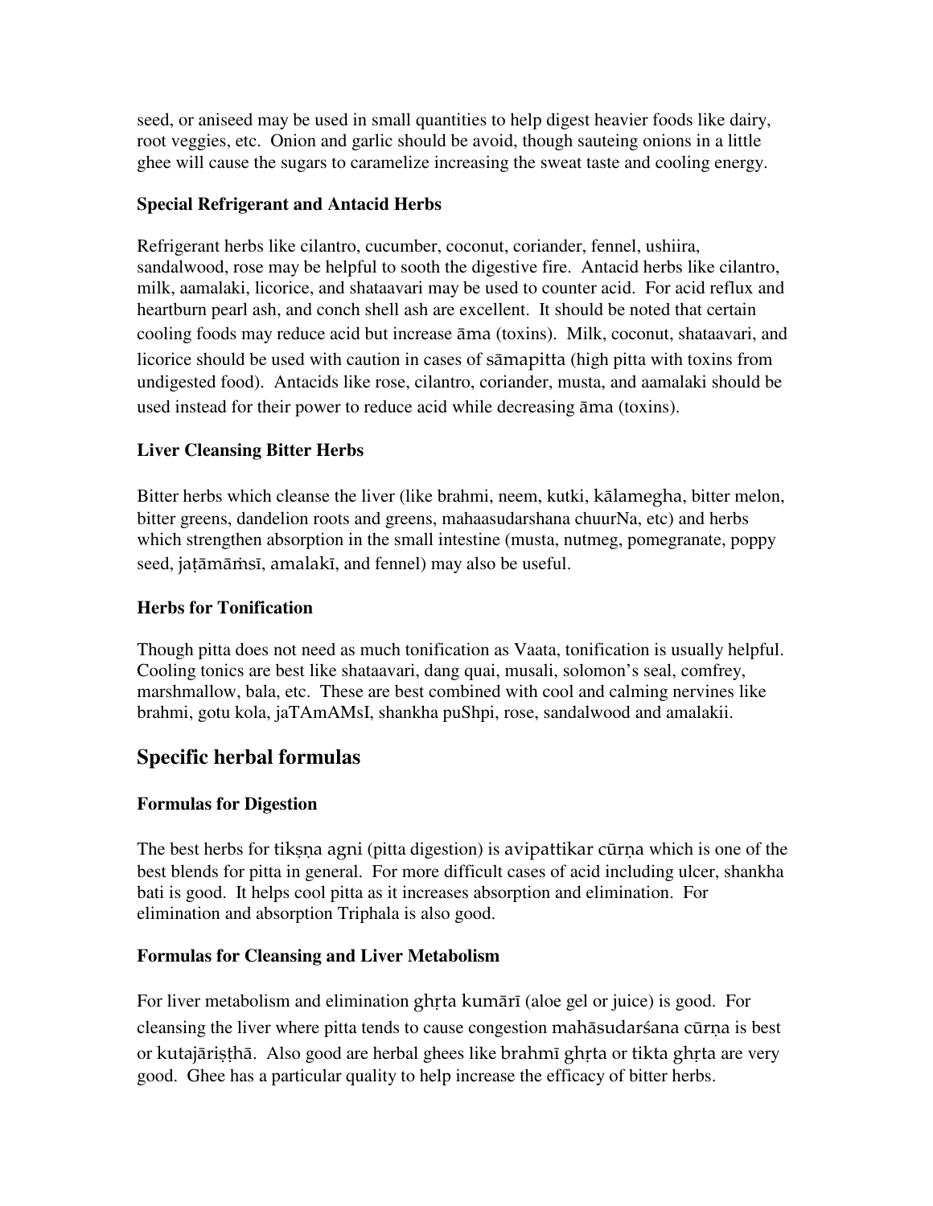seed, or aniseed may be used in small quantities to help digest heavier foods like dairy, root veggies, etc. Onion and garlic should be avoid, though sauteing onions in a little ghee will cause the sugars to caramelize increasing the sweat taste and cooling energy.

### Special Refrigerant and Antacid Herbs

Refrigerant herbs like cilantro, cucumber, coconut, coriander, fennel, ushiira, sandalwood, rose may be helpful to sooth the digestive fire. Antacid herbs like cilantro, milk, aamalaki, licorice, and shataavari may be used to counter acid. For acid reflux and heartburn pearl ash, and conch shell ash are excellent. It should be noted that certain cooling foods may reduce acid but increase āma (toxins). Milk, coconut, shataavari, and licorice should be used with caution in cases of sāmapitta (high pitta with toxins from undigested food). Antacids like rose, cilantro, coriander, musta, and aamalaki should be used instead for their power to reduce acid while decreasing āma (toxins).

### Liver Cleansing Bitter Herbs

Bitter herbs which cleanse the liver (like brahmi, neem, kutki, kālamegha, bitter melon, bitter greens, dandelion roots and greens, mahaasudarshana chuurNa, etc) and herbs which strengthen absorption in the small intestine (musta, nutmeg, pomegranate, poppy seed, jaṭāmāṁsī, amalakī, and fennel) may also be useful.

### Herbs for Tonification

Though pitta does not need as much tonification as Vaata, tonification is usually helpful. Cooling tonics are best like shataavari, dang quai, musali, solomon's seal, comfrey, marshmallow, bala, etc. These are best combined with cool and calming nervines like brahmi, gotu kola, jaTAmAMsI, shankha puShpi, rose, sandalwood and amalakii.

## Specific herbal formulas

### Formulas for Digestion

The best herbs for tikṣṇa agni (pitta digestion) is avipattikar cūrṇa which is one of the best blends for pitta in general. For more difficult cases of acid including ulcer, shankha bati is good. It helps cool pitta as it increases absorption and elimination. For elimination and absorption Triphala is also good.

### Formulas for Cleansing and Liver Metabolism

For liver metabolism and elimination ghṛta kumārī (aloe gel or juice) is good. For cleansing the liver where pitta tends to cause congestion mahāsudarśana cūrṇa is best or kutajāriṣṭhā. Also good are herbal ghees like brahmī ghṛta or tikta ghṛta are very good. Ghee has a particular quality to help increase the efficacy of bitter herbs.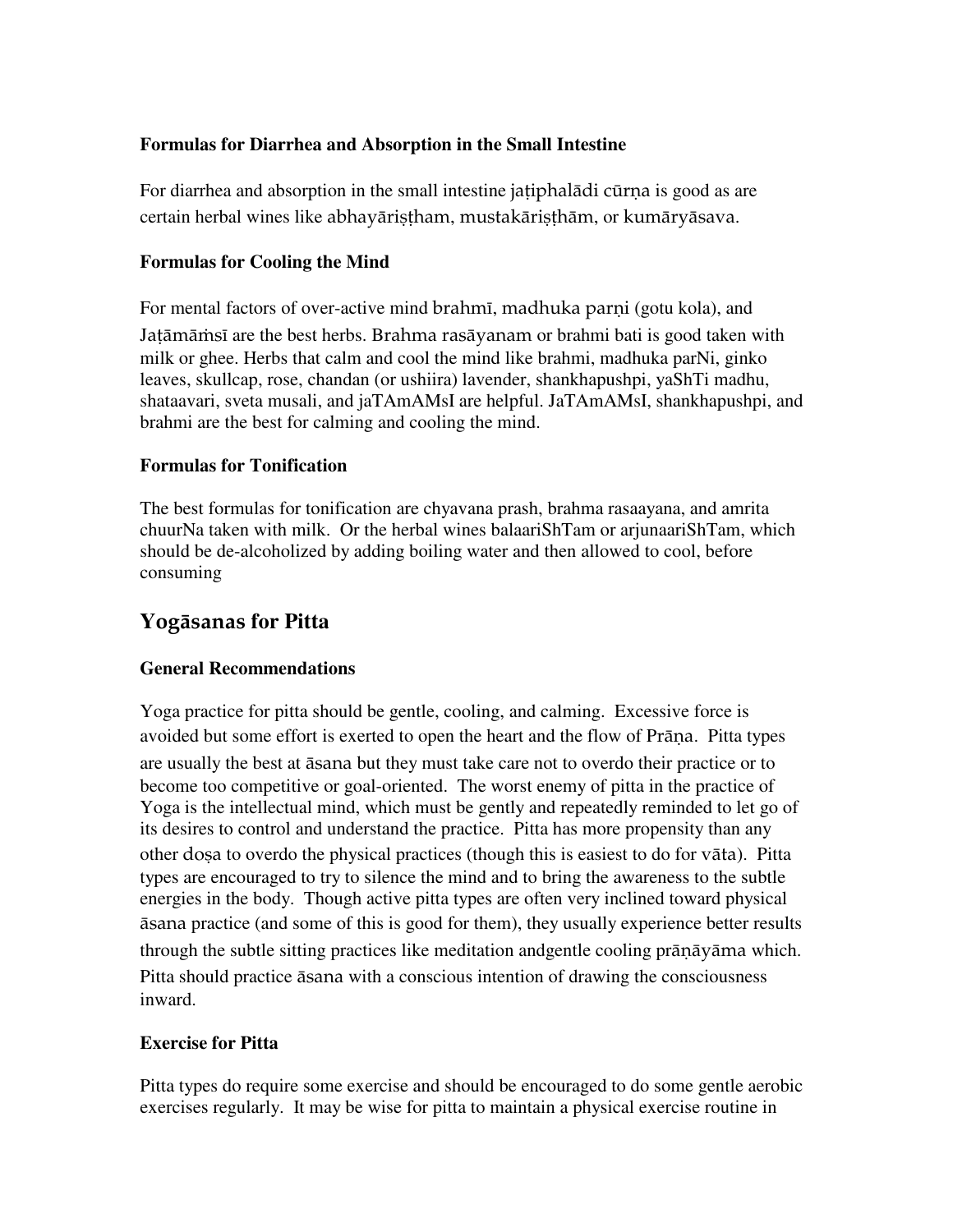### Formulas for Diarrhea and Absorption in the Small Intestine

For diarrhea and absorption in the small intestine jaṭiphalādi cūrṇa is good as are certain herbal wines like abhayāriṣṭham, mustakāriṣṭhām, or kumāryāsava.

### Formulas for Cooling the Mind

For mental factors of over-active mind brahmī, madhuka parṇi (gotu kola), and Jaṭāmāṁsī are the best herbs. Brahma rasāyanam or brahmi bati is good taken with milk or ghee. Herbs that calm and cool the mind like brahmi, madhuka parNi, ginko leaves, skullcap, rose, chandan (or ushiira) lavender, shankhapushpi, yaShTi madhu, shataavari, sveta musali, and jaTAmAMsI are helpful. JaTAmAMsI, shankhapushpi, and brahmi are the best for calming and cooling the mind.

### Formulas for Tonification

The best formulas for tonification are chyavana prash, brahma rasaayana, and amrita chuurNa taken with milk. Or the herbal wines balaariShTam or arjunaariShTam, which should be de-alcoholized by adding boiling water and then allowed to cool, before consuming

## Yogāsanas for Pitta

### General Recommendations

Yoga practice for pitta should be gentle, cooling, and calming. Excessive force is avoided but some effort is exerted to open the heart and the flow of Prāṇa. Pitta types are usually the best at āsana but they must take care not to overdo their practice or to become too competitive or goal-oriented. The worst enemy of pitta in the practice of Yoga is the intellectual mind, which must be gently and repeatedly reminded to let go of its desires to control and understand the practice. Pitta has more propensity than any other doṣa to overdo the physical practices (though this is easiest to do for vāta). Pitta types are encouraged to try to silence the mind and to bring the awareness to the subtle energies in the body. Though active pitta types are often very inclined toward physical āsana practice (and some of this is good for them), they usually experience better results through the subtle sitting practices like meditation andgentle cooling prāṇāyāma which. Pitta should practice āsana with a conscious intention of drawing the consciousness inward.

### Exercise for Pitta

Pitta types do require some exercise and should be encouraged to do some gentle aerobic exercises regularly. It may be wise for pitta to maintain a physical exercise routine in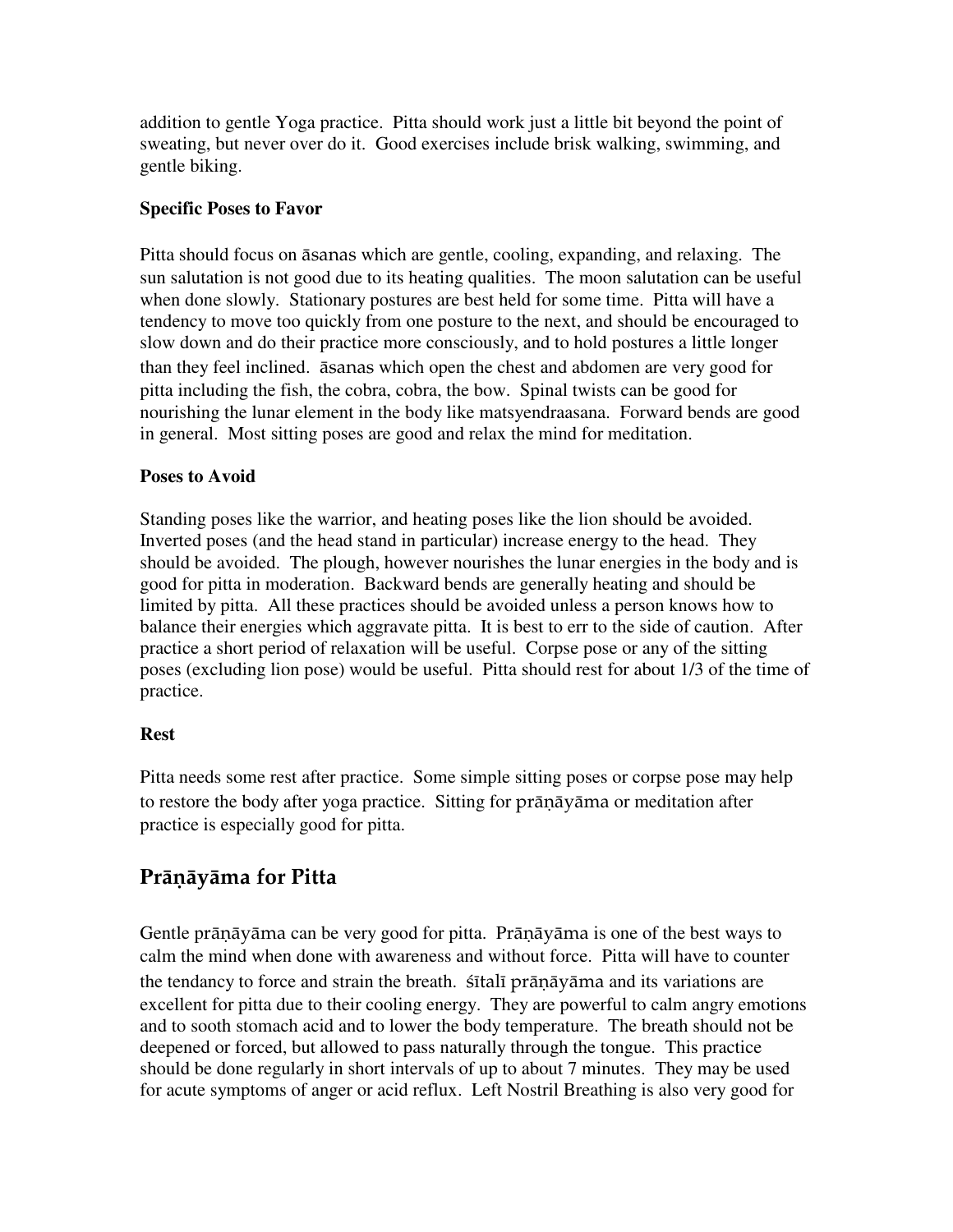addition to gentle Yoga practice. Pitta should work just a little bit beyond the point of sweating, but never over do it. Good exercises include brisk walking, swimming, and gentle biking.

**Specific Poses to Favor**

Pitta should focus on āsanas which are gentle, cooling, expanding, and relaxing. The sun salutation is not good due to its heating qualities. The moon salutation can be useful when done slowly. Stationary postures are best held for some time. Pitta will have a tendency to move too quickly from one posture to the next, and should be encouraged to slow down and do their practice more consciously, and to hold postures a little longer than they feel inclined. āsanas which open the chest and abdomen are very good for pitta including the fish, the cobra, cobra, the bow. Spinal twists can be good for nourishing the lunar element in the body like matsyendraasana. Forward bends are good in general. Most sitting poses are good and relax the mind for meditation.

**Poses to Avoid**

Standing poses like the warrior, and heating poses like the lion should be avoided. Inverted poses (and the head stand in particular) increase energy to the head. They should be avoided. The plough, however nourishes the lunar energies in the body and is good for pitta in moderation. Backward bends are generally heating and should be limited by pitta. All these practices should be avoided unless a person knows how to balance their energies which aggravate pitta. It is best to err to the side of caution. After practice a short period of relaxation will be useful. Corpse pose or any of the sitting poses (excluding lion pose) would be useful. Pitta should rest for about 1/3 of the time of practice.

**Rest**

Pitta needs some rest after practice. Some simple sitting poses or corpse pose may help to restore the body after yoga practice. Sitting for prāṇāyāma or meditation after practice is especially good for pitta.

## Prāṇāyāma for Pitta

Gentle prāṇāyāma can be very good for pitta. Prāṇāyāma is one of the best ways to calm the mind when done with awareness and without force. Pitta will have to counter the tendancy to force and strain the breath. śītalī prāṇāyāma and its variations are excellent for pitta due to their cooling energy. They are powerful to calm angry emotions and to sooth stomach acid and to lower the body temperature. The breath should not be deepened or forced, but allowed to pass naturally through the tongue. This practice should be done regularly in short intervals of up to about 7 minutes. They may be used for acute symptoms of anger or acid reflux. Left Nostril Breathing is also very good for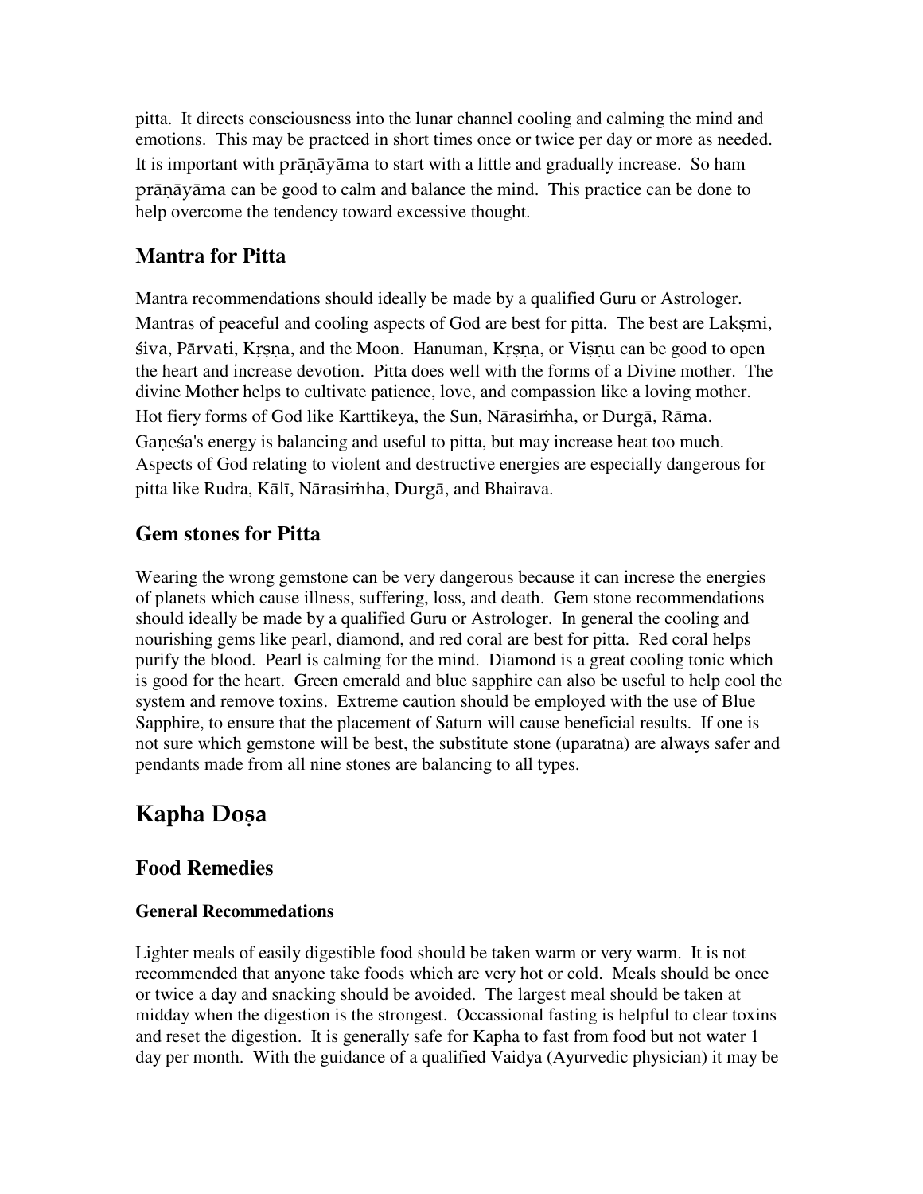pitta. It directs consciousness into the lunar channel cooling and calming the mind and emotions. This may be practced in short times once or twice per day or more as needed. It is important with prāṇāyāma to start with a little and gradually increase. So ham prāṇāyāma can be good to calm and balance the mind. This practice can be done to help overcome the tendency toward excessive thought.

## Mantra for Pitta

Mantra recommendations should ideally be made by a qualified Guru or Astrologer. Mantras of peaceful and cooling aspects of God are best for pitta. The best are Lakṣmi, śiva, Pārvati, Kṛṣṇa, and the Moon. Hanuman, Kṛṣṇa, or Viṣṇu can be good to open the heart and increase devotion. Pitta does well with the forms of a Divine mother. The divine Mother helps to cultivate patience, love, and compassion like a loving mother. Hot fiery forms of God like Karttikeya, the Sun, Nārasiṁha, or Durgā, Rāma. Gaṇeśa's energy is balancing and useful to pitta, but may increase heat too much. Aspects of God relating to violent and destructive energies are especially dangerous for pitta like Rudra, Kālī, Nārasiṁha, Durgā, and Bhairava.

## Gem stones for Pitta

Wearing the wrong gemstone can be very dangerous because it can increse the energies of planets which cause illness, suffering, loss, and death. Gem stone recommendations should ideally be made by a qualified Guru or Astrologer. In general the cooling and nourishing gems like pearl, diamond, and red coral are best for pitta. Red coral helps purify the blood. Pearl is calming for the mind. Diamond is a great cooling tonic which is good for the heart. Green emerald and blue sapphire can also be useful to help cool the system and remove toxins. Extreme caution should be employed with the use of Blue Sapphire, to ensure that the placement of Saturn will cause beneficial results. If one is not sure which gemstone will be best, the substitute stone (uparatna) are always safer and pendants made from all nine stones are balancing to all types.

# Kapha Doṣa

## Food Remedies

### General Recommedations

Lighter meals of easily digestible food should be taken warm or very warm. It is not recommended that anyone take foods which are very hot or cold. Meals should be once or twice a day and snacking should be avoided. The largest meal should be taken at midday when the digestion is the strongest. Occassional fasting is helpful to clear toxins and reset the digestion. It is generally safe for Kapha to fast from food but not water 1 day per month. With the guidance of a qualified Vaidya (Ayurvedic physician) it may be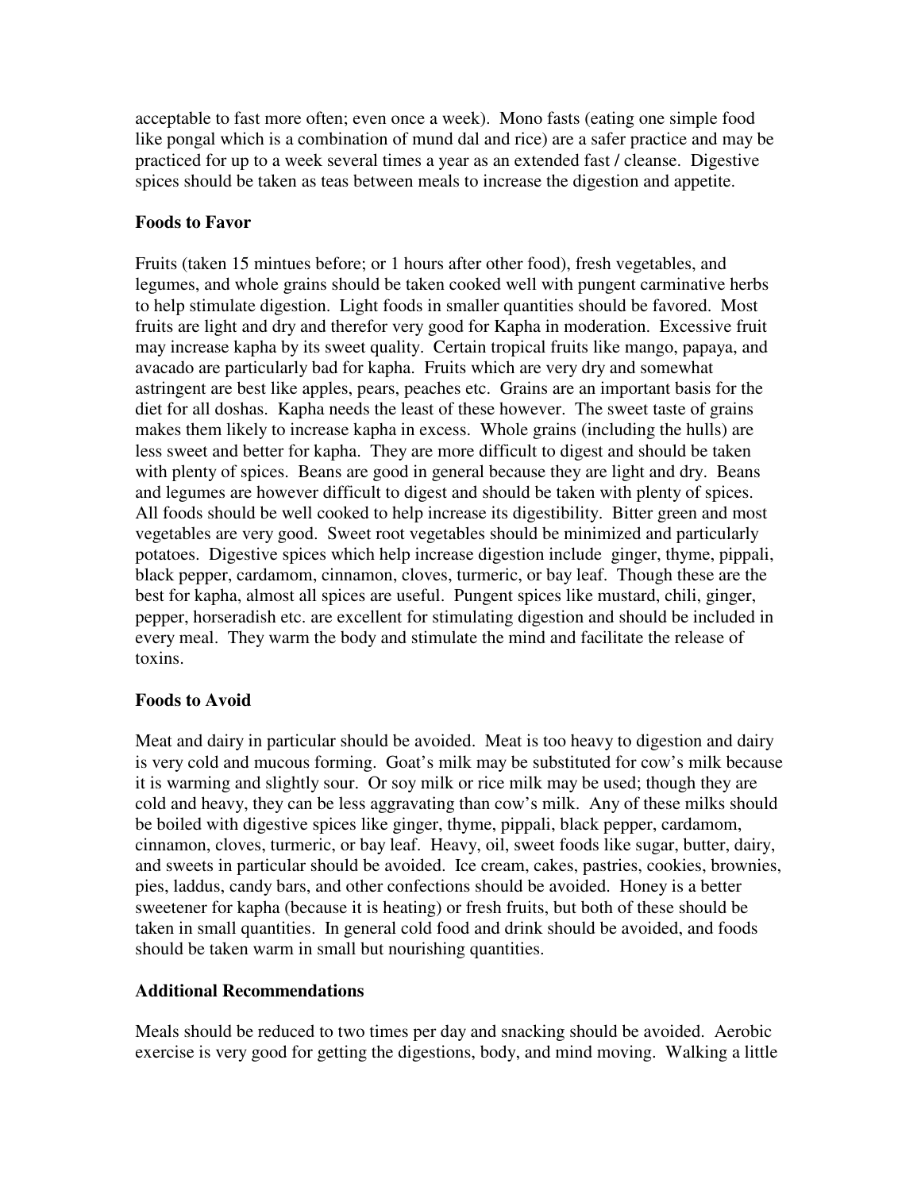acceptable to fast more often; even once a week). Mono fasts (eating one simple food like pongal which is a combination of mund dal and rice) are a safer practice and may be practiced for up to a week several times a year as an extended fast / cleanse. Digestive spices should be taken as teas between meals to increase the digestion and appetite.

**Foods to Favor**

Fruits (taken 15 mintues before; or 1 hours after other food), fresh vegetables, and legumes, and whole grains should be taken cooked well with pungent carminative herbs to help stimulate digestion. Light foods in smaller quantities should be favored. Most fruits are light and dry and therefor very good for Kapha in moderation. Excessive fruit may increase kapha by its sweet quality. Certain tropical fruits like mango, papaya, and avacado are particularly bad for kapha. Fruits which are very dry and somewhat astringent are best like apples, pears, peaches etc. Grains are an important basis for the diet for all doshas. Kapha needs the least of these however. The sweet taste of grains makes them likely to increase kapha in excess. Whole grains (including the hulls) are less sweet and better for kapha. They are more difficult to digest and should be taken with plenty of spices. Beans are good in general because they are light and dry. Beans and legumes are however difficult to digest and should be taken with plenty of spices. All foods should be well cooked to help increase its digestibility. Bitter green and most vegetables are very good. Sweet root vegetables should be minimized and particularly potatoes. Digestive spices which help increase digestion include ginger, thyme, pippali, black pepper, cardamom, cinnamon, cloves, turmeric, or bay leaf. Though these are the best for kapha, almost all spices are useful. Pungent spices like mustard, chili, ginger, pepper, horseradish etc. are excellent for stimulating digestion and should be included in every meal. They warm the body and stimulate the mind and facilitate the release of toxins.

**Foods to Avoid**

Meat and dairy in particular should be avoided. Meat is too heavy to digestion and dairy is very cold and mucous forming. Goat's milk may be substituted for cow's milk because it is warming and slightly sour. Or soy milk or rice milk may be used; though they are cold and heavy, they can be less aggravating than cow's milk. Any of these milks should be boiled with digestive spices like ginger, thyme, pippali, black pepper, cardamom, cinnamon, cloves, turmeric, or bay leaf. Heavy, oil, sweet foods like sugar, butter, dairy, and sweets in particular should be avoided. Ice cream, cakes, pastries, cookies, brownies, pies, laddus, candy bars, and other confections should be avoided. Honey is a better sweetener for kapha (because it is heating) or fresh fruits, but both of these should be taken in small quantities. In general cold food and drink should be avoided, and foods should be taken warm in small but nourishing quantities.

**Additional Recommendations**

Meals should be reduced to two times per day and snacking should be avoided. Aerobic exercise is very good for getting the digestions, body, and mind moving. Walking a little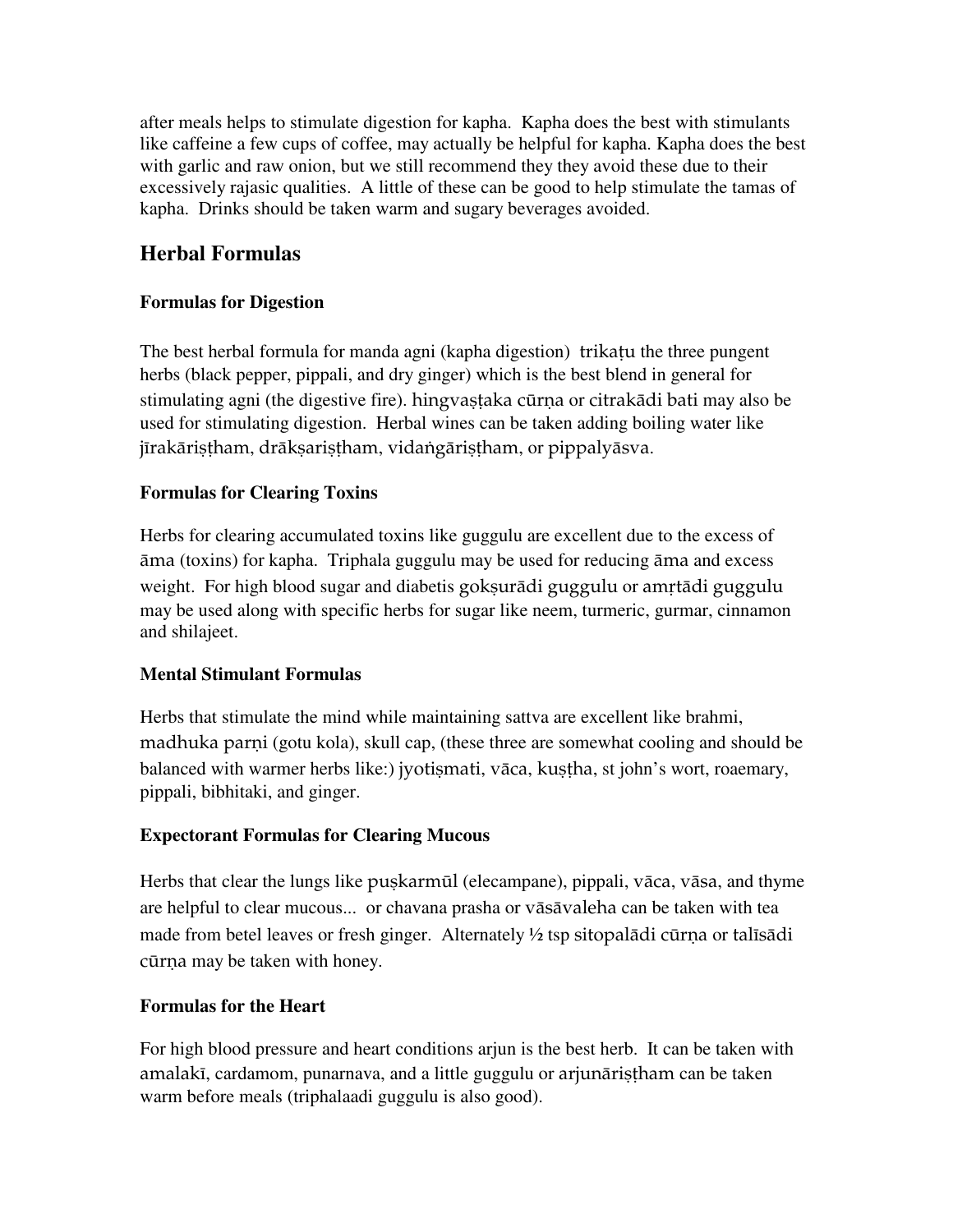after meals helps to stimulate digestion for kapha. Kapha does the best with stimulants like caffeine a few cups of coffee, may actually be helpful for kapha. Kapha does the best with garlic and raw onion, but we still recommend they they avoid these due to their excessively rajasic qualities. A little of these can be good to help stimulate the tamas of kapha. Drinks should be taken warm and sugary beverages avoided.

## Herbal Formulas

### Formulas for Digestion

The best herbal formula for manda agni (kapha digestion) trikaṭu the three pungent herbs (black pepper, pippali, and dry ginger) which is the best blend in general for stimulating agni (the digestive fire). hingvaṣṭaka cūrṇa or citrakādi bati may also be used for stimulating digestion. Herbal wines can be taken adding boiling water like jīrakāriṣṭham, drākṣariṣṭham, vidaṅgāriṣṭham, or pippalyāsva.

### Formulas for Clearing Toxins

Herbs for clearing accumulated toxins like guggulu are excellent due to the excess of āma (toxins) for kapha. Triphala guggulu may be used for reducing āma and excess weight. For high blood sugar and diabetis gokṣurādi guggulu or amṛtādi guggulu may be used along with specific herbs for sugar like neem, turmeric, gurmar, cinnamon and shilajeet.

### Mental Stimulant Formulas

Herbs that stimulate the mind while maintaining sattva are excellent like brahmi, madhuka parṇi (gotu kola), skull cap, (these three are somewhat cooling and should be balanced with warmer herbs like:) jyotiṣmati, vāca, kuṣṭha, st john's wort, roaemary, pippali, bibhitaki, and ginger.

### Expectorant Formulas for Clearing Mucous

Herbs that clear the lungs like puṣkarmūl (elecampane), pippali, vāca, vāsa, and thyme are helpful to clear mucous... or chavana prasha or vāsāvaleha can be taken with tea made from betel leaves or fresh ginger. Alternately ½ tsp sitopalādi cūrṇa or talīsādi cūrṇa may be taken with honey.

### Formulas for the Heart

For high blood pressure and heart conditions arjun is the best herb. It can be taken with amalakī, cardamom, punarnava, and a little guggulu or arjunāriṣṭham can be taken warm before meals (triphalaadi guggulu is also good).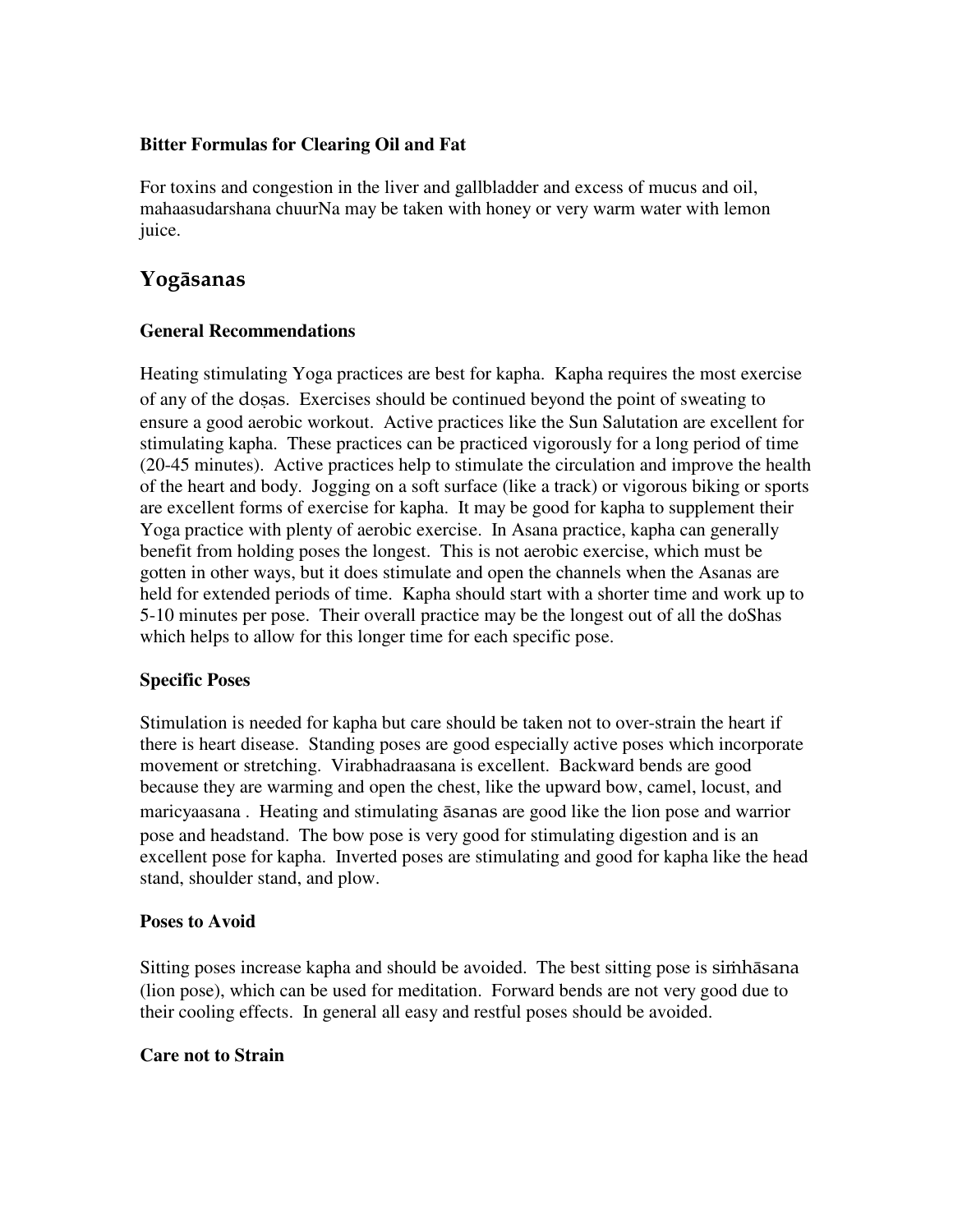**Bitter Formulas for Clearing Oil and Fat**

For toxins and congestion in the liver and gallbladder and excess of mucus and oil, mahaasudarshana chuurNa may be taken with honey or very warm water with lemon juice.

## Yogāsanas

**General Recommendations**

Heating stimulating Yoga practices are best for kapha. Kapha requires the most exercise of any of the doṣas. Exercises should be continued beyond the point of sweating to ensure a good aerobic workout. Active practices like the Sun Salutation are excellent for stimulating kapha. These practices can be practiced vigorously for a long period of time (20-45 minutes). Active practices help to stimulate the circulation and improve the health of the heart and body. Jogging on a soft surface (like a track) or vigorous biking or sports are excellent forms of exercise for kapha. It may be good for kapha to supplement their Yoga practice with plenty of aerobic exercise. In Asana practice, kapha can generally benefit from holding poses the longest. This is not aerobic exercise, which must be gotten in other ways, but it does stimulate and open the channels when the Asanas are held for extended periods of time. Kapha should start with a shorter time and work up to 5-10 minutes per pose. Their overall practice may be the longest out of all the doShas which helps to allow for this longer time for each specific pose.

**Specific Poses**

Stimulation is needed for kapha but care should be taken not to over-strain the heart if there is heart disease. Standing poses are good especially active poses which incorporate movement or stretching. Virabhadraasana is excellent. Backward bends are good because they are warming and open the chest, like the upward bow, camel, locust, and maricyaasana . Heating and stimulating āsanas are good like the lion pose and warrior pose and headstand. The bow pose is very good for stimulating digestion and is an excellent pose for kapha. Inverted poses are stimulating and good for kapha like the head stand, shoulder stand, and plow.

**Poses to Avoid**

Sitting poses increase kapha and should be avoided. The best sitting pose is siṁhāsana (lion pose), which can be used for meditation. Forward bends are not very good due to their cooling effects. In general all easy and restful poses should be avoided.

**Care not to Strain**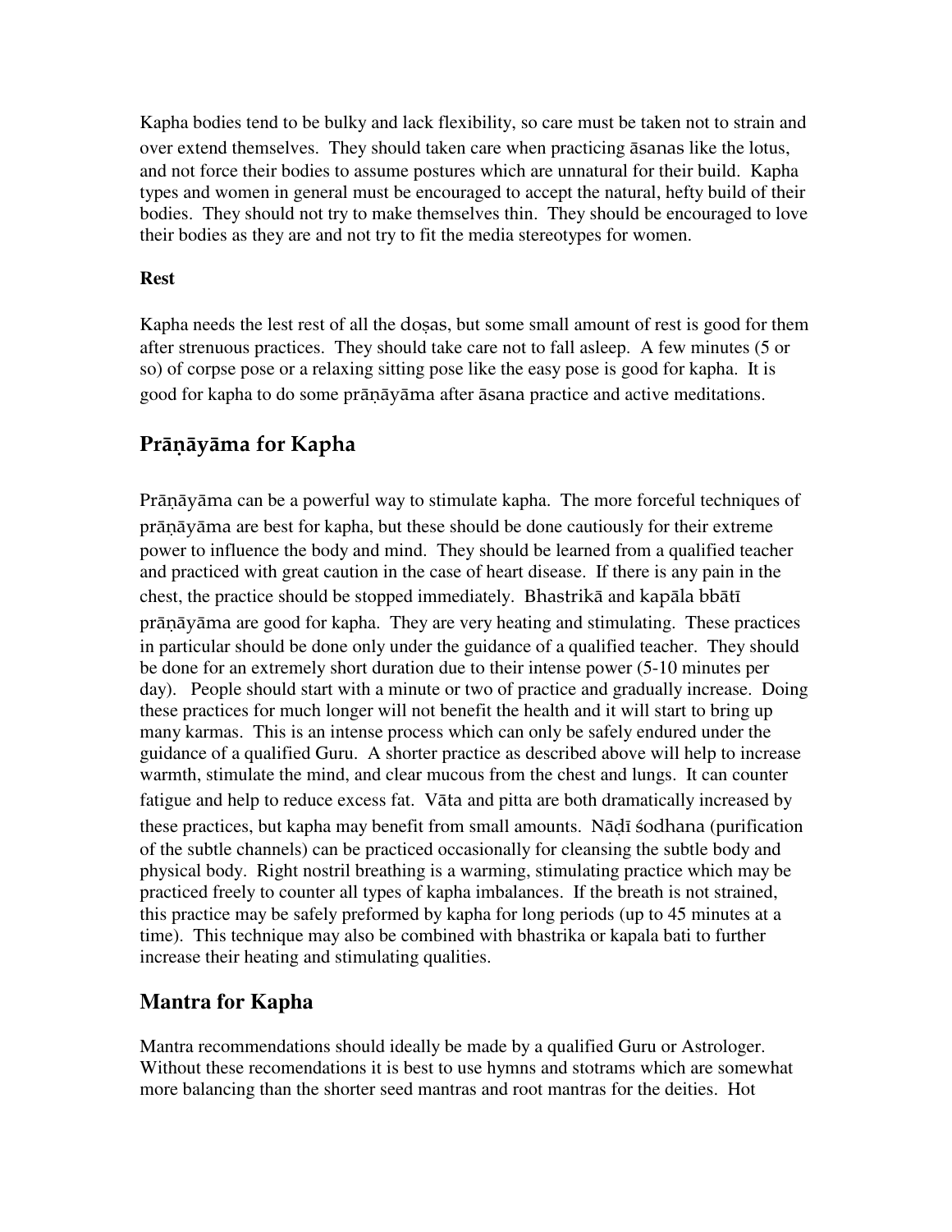Kapha bodies tend to be bulky and lack flexibility, so care must be taken not to strain and over extend themselves. They should taken care when practicing āsanas like the lotus, and not force their bodies to assume postures which are unnatural for their build. Kapha types and women in general must be encouraged to accept the natural, hefty build of their bodies. They should not try to make themselves thin. They should be encouraged to love their bodies as they are and not try to fit the media stereotypes for women.

**Rest**

Kapha needs the lest rest of all the doṣas, but some small amount of rest is good for them after strenuous practices. They should take care not to fall asleep. A few minutes (5 or so) of corpse pose or a relaxing sitting pose like the easy pose is good for kapha. It is good for kapha to do some prāṇāyāma after āsana practice and active meditations.

## Prāṇāyāma for Kapha

Prāṇāyāma can be a powerful way to stimulate kapha. The more forceful techniques of prāṇāyāma are best for kapha, but these should be done cautiously for their extreme power to influence the body and mind. They should be learned from a qualified teacher and practiced with great caution in the case of heart disease. If there is any pain in the chest, the practice should be stopped immediately. Bhastrikā and kapāla bbātī prāṇāyāma are good for kapha. They are very heating and stimulating. These practices in particular should be done only under the guidance of a qualified teacher. They should be done for an extremely short duration due to their intense power (5-10 minutes per day). People should start with a minute or two of practice and gradually increase. Doing these practices for much longer will not benefit the health and it will start to bring up many karmas. This is an intense process which can only be safely endured under the guidance of a qualified Guru. A shorter practice as described above will help to increase warmth, stimulate the mind, and clear mucous from the chest and lungs. It can counter fatigue and help to reduce excess fat. Vāta and pitta are both dramatically increased by these practices, but kapha may benefit from small amounts. Nāḍī śodhana (purification of the subtle channels) can be practiced occasionally for cleansing the subtle body and physical body. Right nostril breathing is a warming, stimulating practice which may be practiced freely to counter all types of kapha imbalances. If the breath is not strained, this practice may be safely preformed by kapha for long periods (up to 45 minutes at a time). This technique may also be combined with bhastrika or kapala bati to further increase their heating and stimulating qualities.

## Mantra for Kapha

Mantra recommendations should ideally be made by a qualified Guru or Astrologer. Without these recomendations it is best to use hymns and stotrams which are somewhat more balancing than the shorter seed mantras and root mantras for the deities. Hot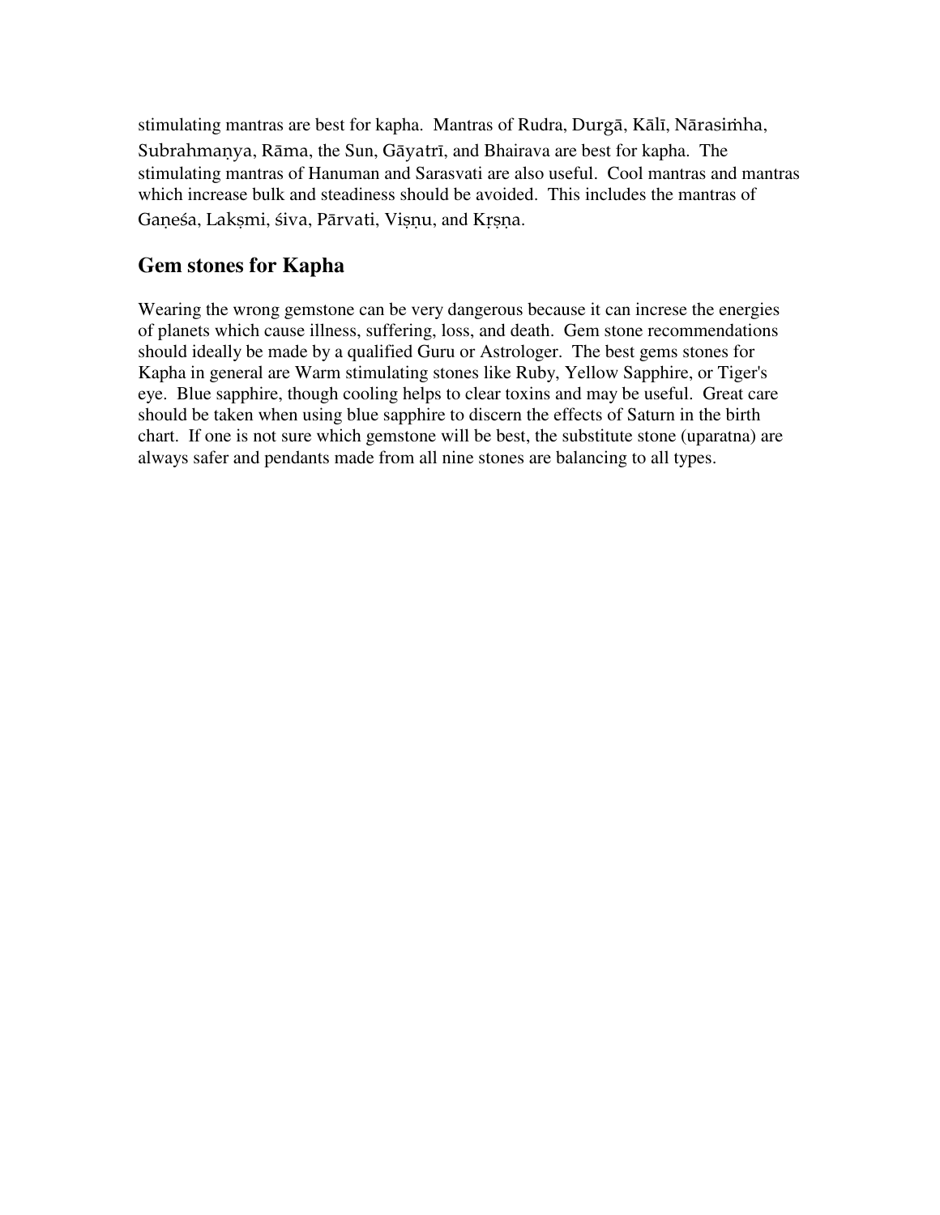stimulating mantras are best for kapha. Mantras of Rudra, Durgā, Kālī, Nārasiṁha, Subrahmaṇya, Rāma, the Sun, Gāyatrī, and Bhairava are best for kapha. The stimulating mantras of Hanuman and Sarasvati are also useful. Cool mantras and mantras which increase bulk and steadiness should be avoided. This includes the mantras of Gaṇeśa, Lakṣmi, śiva, Pārvati, Viṣṇu, and Kṛṣṇa.

## Gem stones for Kapha

Wearing the wrong gemstone can be very dangerous because it can increse the energies of planets which cause illness, suffering, loss, and death. Gem stone recommendations should ideally be made by a qualified Guru or Astrologer. The best gems stones for Kapha in general are Warm stimulating stones like Ruby, Yellow Sapphire, or Tiger's eye. Blue sapphire, though cooling helps to clear toxins and may be useful. Great care should be taken when using blue sapphire to discern the effects of Saturn in the birth chart. If one is not sure which gemstone will be best, the substitute stone (uparatna) are always safer and pendants made from all nine stones are balancing to all types.